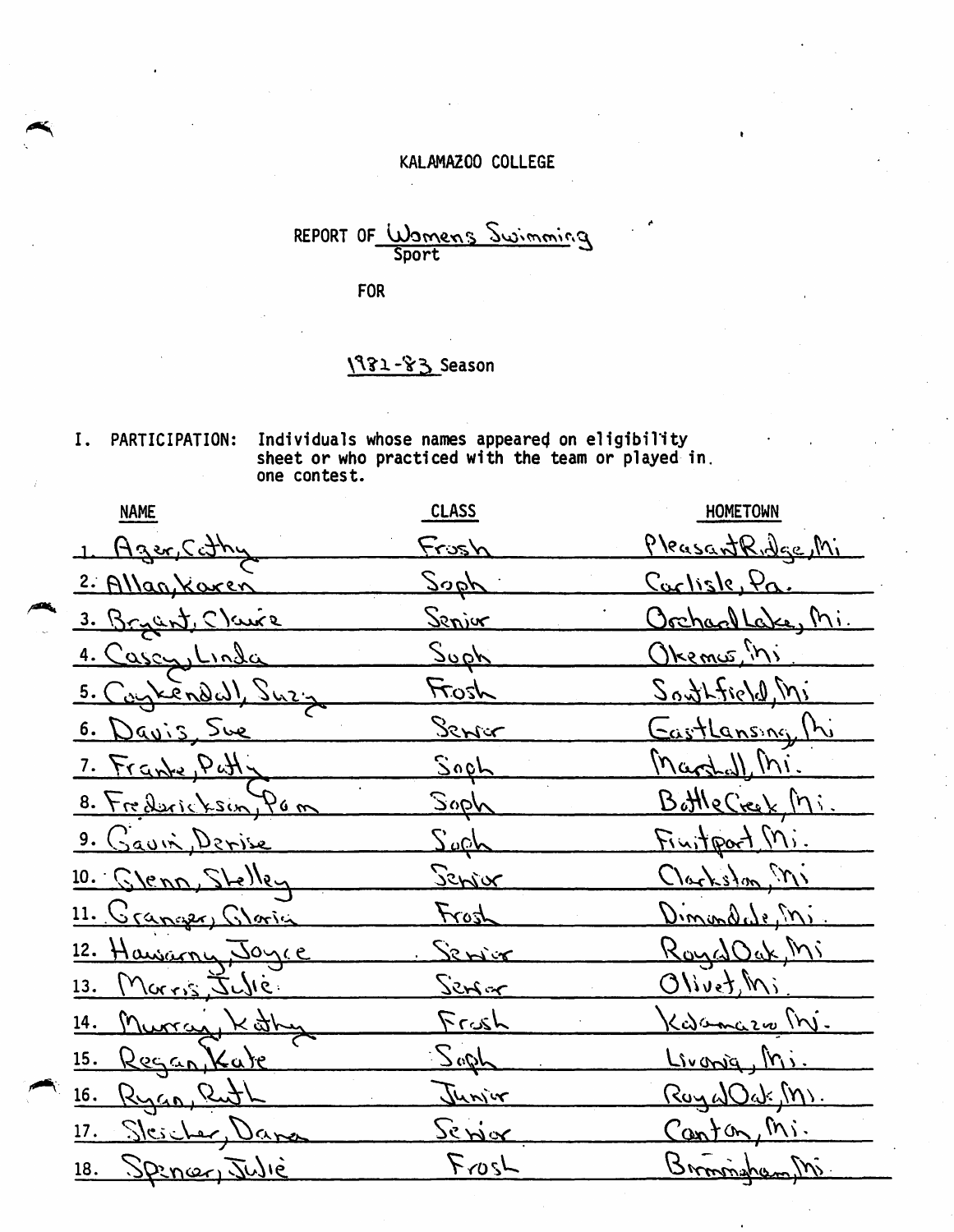# KALAMAZOO COLLEGE

## REPORT OF Womens Swimming
Sport

FOR

1982-83 Season

I. PARTICIPATION: Individuals whose names appeared on eligibility sheet or who practiced with the team or played in one contest.

| NAME | CLASS | HOMETOWN |
|---|---|---|
| 1. Ager, Cathy | Frosh | Pleasant Ridge, Mi |
| 2. Allan, Karen | Soph | Carlisle, Pa. |
| 3. Bryant, Claire | Senior | Orchard Lake, Mi. |
| 4. Casey, Linda | Soph | Okemos, Mi |
| 5. Coykendall, Suzy | Frosh | Southfield, Mi |
| 6. Davis, Sue | Senior | East Lansing, Mi |
| 7. Franke, Patty | Soph | Marshall, Mi. |
| 8. Frederickson, Pam | Soph | Battle Creek, Mi. |
| 9. Gavin, Denise | Soph | Fruitport, Mi. |
| 10. Glenn, Shelley | Senior | Clarkston, Mi |
| 11. Granger, Gloria | Frosh | Dimondale, Mi. |
| 12. Hawarny, Joyce | Senior | Royal Oak, Mi |
| 13. Morris, Julie | Senior | Olivet, Mi |
| 14. Murray, Kathy | Frosh | Kalamazoo Mi. |
| 15. Regan, Kate | Soph | Livonia, Mi. |
| 16. Ryan, Ruth | Junior | Royal Oak, Mi. |
| 17. Sleicher, Dana | Senior | Canton, Mi. |
| 18. Spencer, Julie | Frosh | Birmingham, Mi |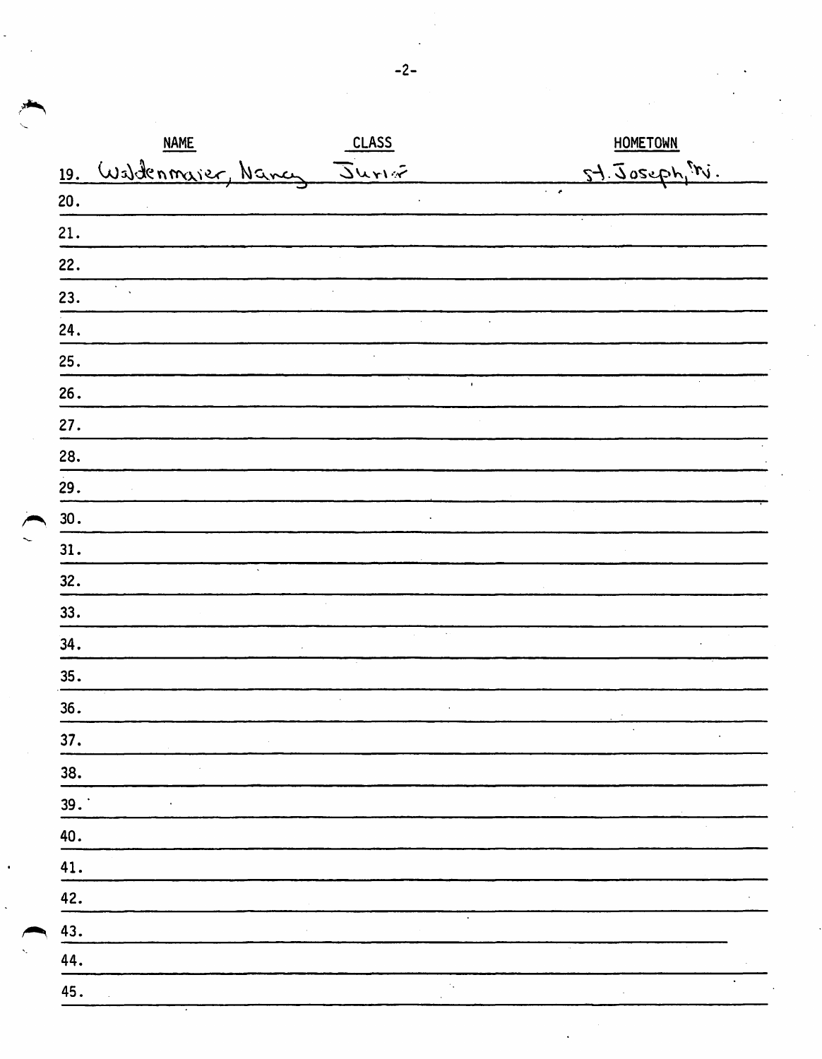| | NAME | CLASS | HOMETOWN |
|---|---|---|---|
| 19. | Waldenmaier, Nancy | Junior | St. Joseph, Mi. |
| 20. | | | |
| 21. | | | |
| 22. | | | |
| 23. | | | |
| 24. | | | |
| 25. | | | |
| 26. | | | |
| 27. | | | |
| 28. | | | |
| 29. | | | |
| 30. | | | |
| 31. | | | |
| 32. | | | |
| 33. | | | |
| 34. | | | |
| 35. | | | |
| 36. | | | |
| 37. | | | |
| 38. | | | |
| 39. | | | |
| 40. | | | |
| 41. | | | |
| 42. | | | |
| 43. | | | |
| 44. | | | |
| 45. | | | |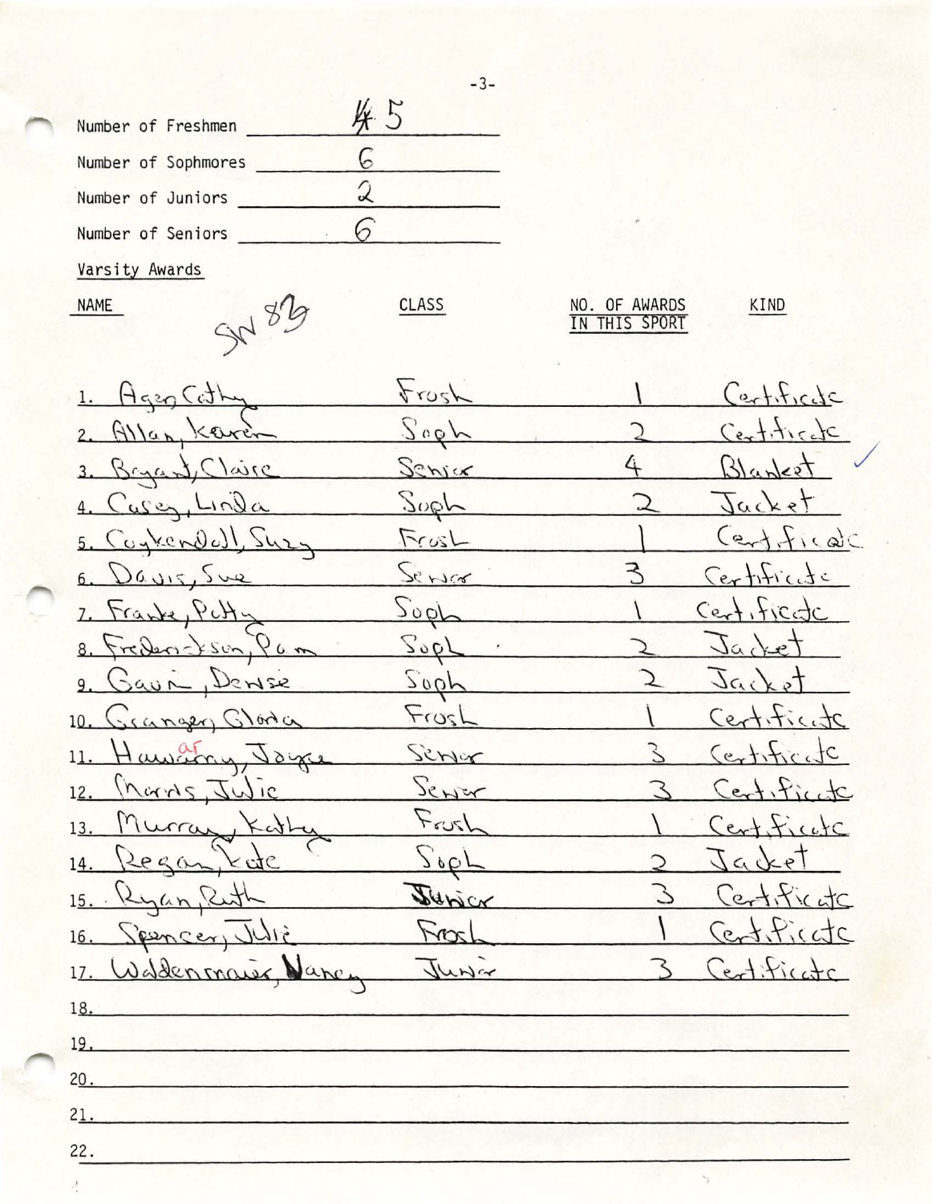Number of Freshmen ~~4~~ 5

Number of Sophmores 6

Number of Juniors 2

Number of Seniors 6

Varsity Awards

SW 83

| NAME | CLASS | NO. OF AWARDS IN THIS SPORT | KIND |
|---|---|---|---|
| 1. Agan, Cathy | Frosh | 1 | Certificate |
| 2. Allan, Karen | Soph | 2 | Certificate |
| 3. Bryant, Claire | Senior | 4 | Blanket |
| 4. Casey, Linda | Soph | 2 | Jacket |
| 5. Coykendall, Suzy | Frosh | 1 | Certificate |
| 6. Davis, Sue | Senior | 3 | Certificate |
| 7. Franke, Patty | Soph | 1 | Certificate |
| 8. Frederickson, Pam | Soph | 2 | Jacket |
| 9. Gavin, Denise | Soph | 2 | Jacket |
| 10. Granger, Gloria | Frosh | 1 | Certificate |
| 11. Haworny, Joyce | Senior | 3 | Certificate |
| 12. Morris, Julie | Senior | 3 | Certificate |
| 13. Murray, Kathy | Frosh | 1 | Certificate |
| 14. Regan, Kate | Soph | 2 | Jacket |
| 15. Ryan, Ruth | Junior | 3 | Certificate |
| 16. Spencer, Julie | Frosh | 1 | Certificate |
| 17. Waldenmaier, Nancy | Junior | 3 | Certificate |
| 18. | | | |
| 19. | | | |
| 20. | | | |
| 21. | | | |
| 22. | | | |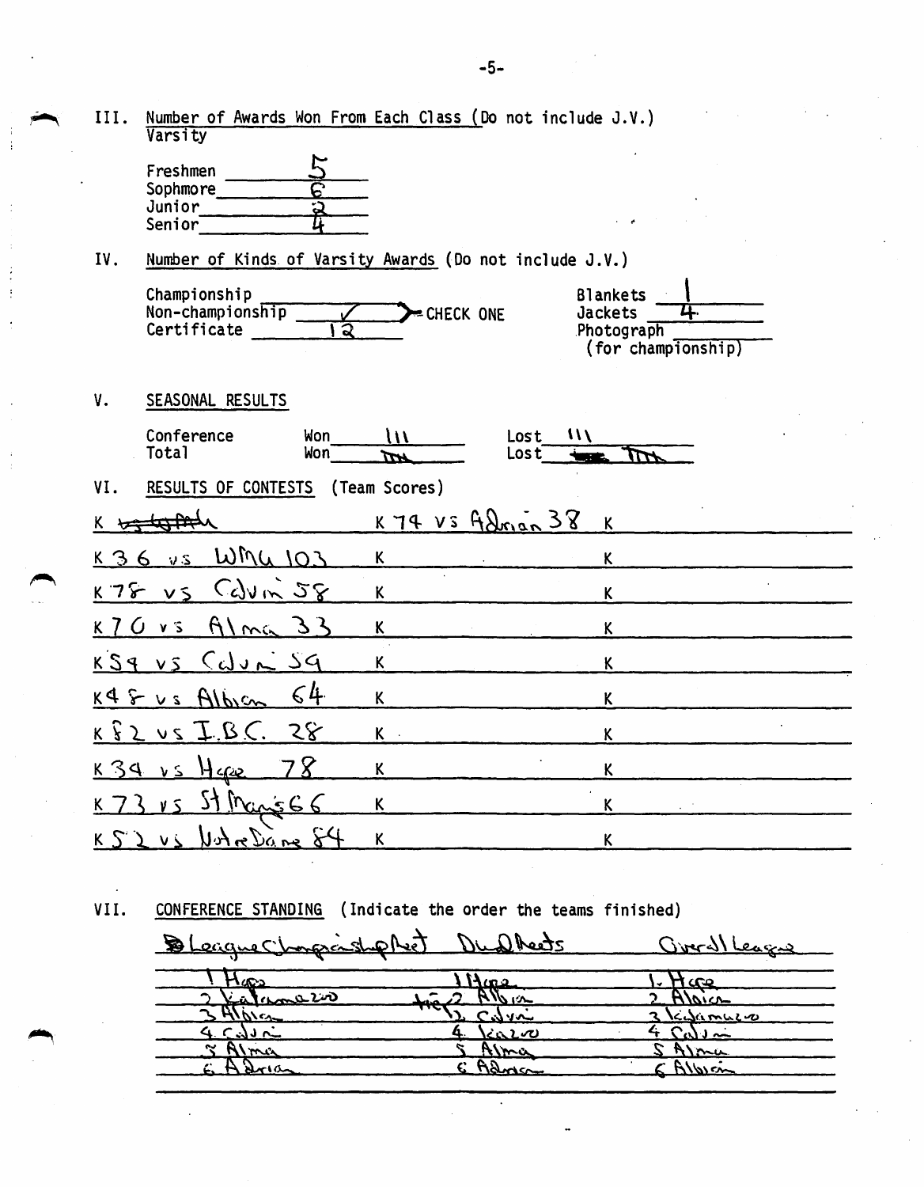III. Number of Awards Won From Each Class (Do not include J.V.)
Varsity

Freshmen 5
Sophmore 6
Junior 2
Senior 4

IV. Number of Kinds of Varsity Awards (Do not include J.V.)

Championship ____
Non-championship ✓ } CHECK ONE
Certificate 12

Blankets 1
Jackets 4
Photograph (for championship) ____

V. SEASONAL RESULTS

| | | | | |
|---|---|---|---|---|
| Conference | Won | ııı | Lost | ııı |
| Total | Won | 𝍸 | Lost | ~~ııı~~ 𝍸 |

VI. RESULTS OF CONTESTS (Team Scores)

| | | |
|---|---|---|
| K ~~vs Toledo~~ | K 74 vs Adrian 38 | K |
| K 36 vs WMU 103 | K | K |
| K 78 vs Calvin 58 | K | K |
| K 70 vs Alma 33 | K | K |
| K 59 vs Calvin 59 | K | K |
| K 48 vs Albion 64 | K | K |
| K 82 vs I.B.C. 28 | K | K |
| K 39 vs Hope 78 | K | K |
| K 73 vs St Mary's 66 | K | K |
| K 52 vs Notre Dame 84 | K | K |

VII. CONFERENCE STANDING (Indicate the order the teams finished)

| League Championship Meet | Dual Meets | Overall League |
|---|---|---|
| 1 Hope | 1 Hope | 1. Hope |
| 2 Kalamazoo | tie { 2 Albion | 2 Albion |
| 3 Albion | 2. Calvin | 3 Kalamazoo |
| 4 Calvin | 4 Kazoo | 4 Calvin |
| 5 Alma | 5 Alma | 5 Alma |
| 6 Adrian | 6 Adrian | 6 Albion |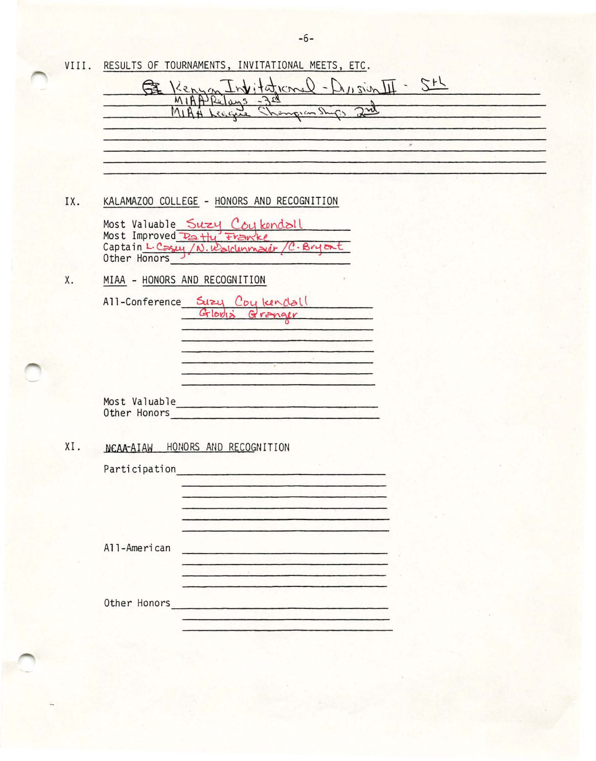## VIII. RESULTS OF TOURNAMENTS, INVITATIONAL MEETS, ETC.

Kenyon Invitational - Division III - 5th
MIAA Relays - 3rd
MIAA League Championships 2nd

## IX. KALAMAZOO COLLEGE - HONORS AND RECOGNITION

Most Valuable Suzy Coykendall
Most Improved Patty Franke
Captain L. Casey / N. Waldenmaier / C. Bryant
Other Honors

## X. MIAA - HONORS AND RECOGNITION

All-Conference Suzy Coykendall
Gloria Granger

Most Valuable
Other Honors

## XI. NCAA-AIAW HONORS AND RECOGNITION

Participation

All-American

Other Honors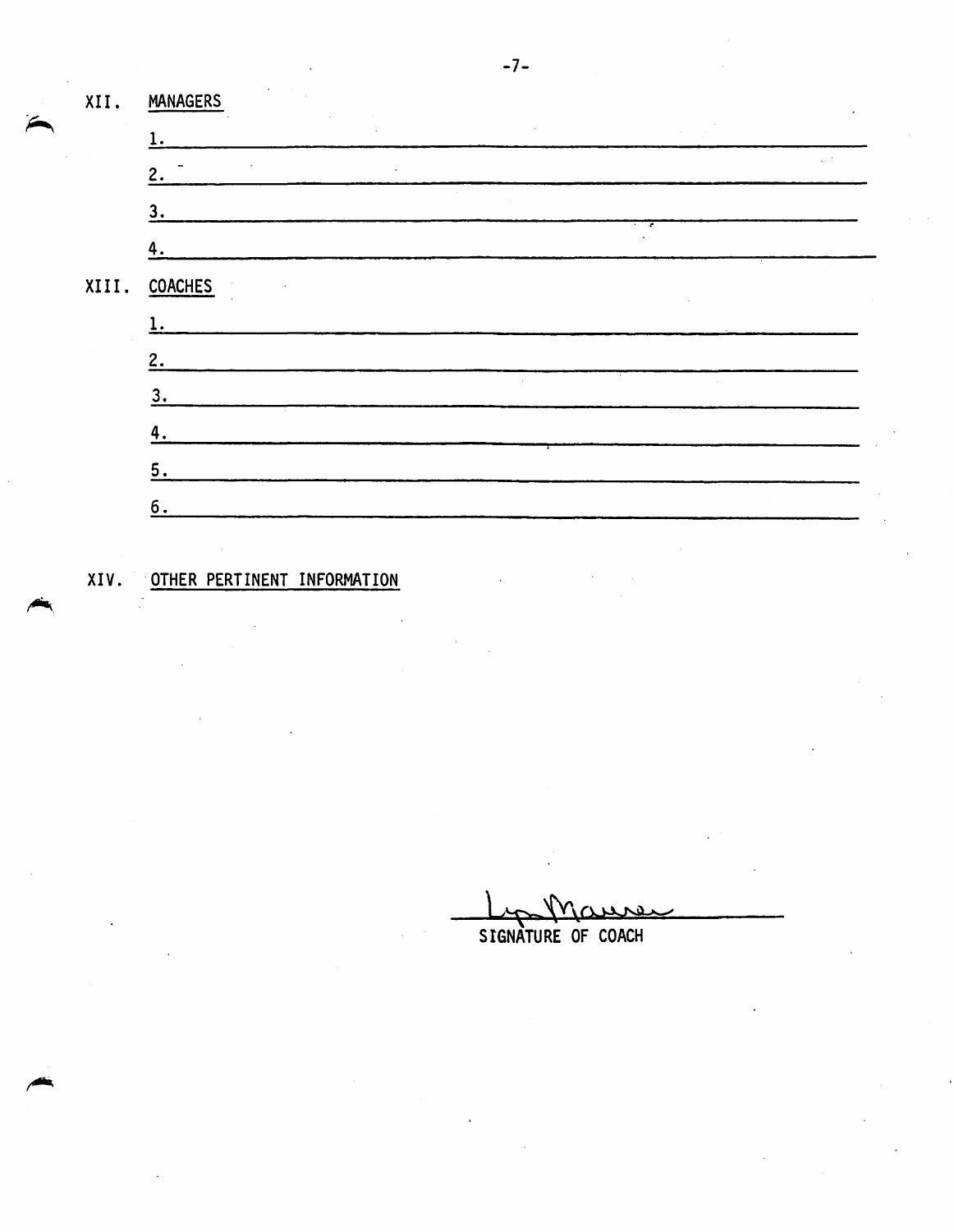## XII. MANAGERS

1. ______________________________
2. ______________________________
3. ______________________________
4. ______________________________

## XIII. COACHES

1. ______________________________
2. ______________________________
3. ______________________________
4. ______________________________
5. ______________________________
6. ______________________________

## XIV. OTHER PERTINENT INFORMATION

Lyn Maurer
SIGNATURE OF COACH